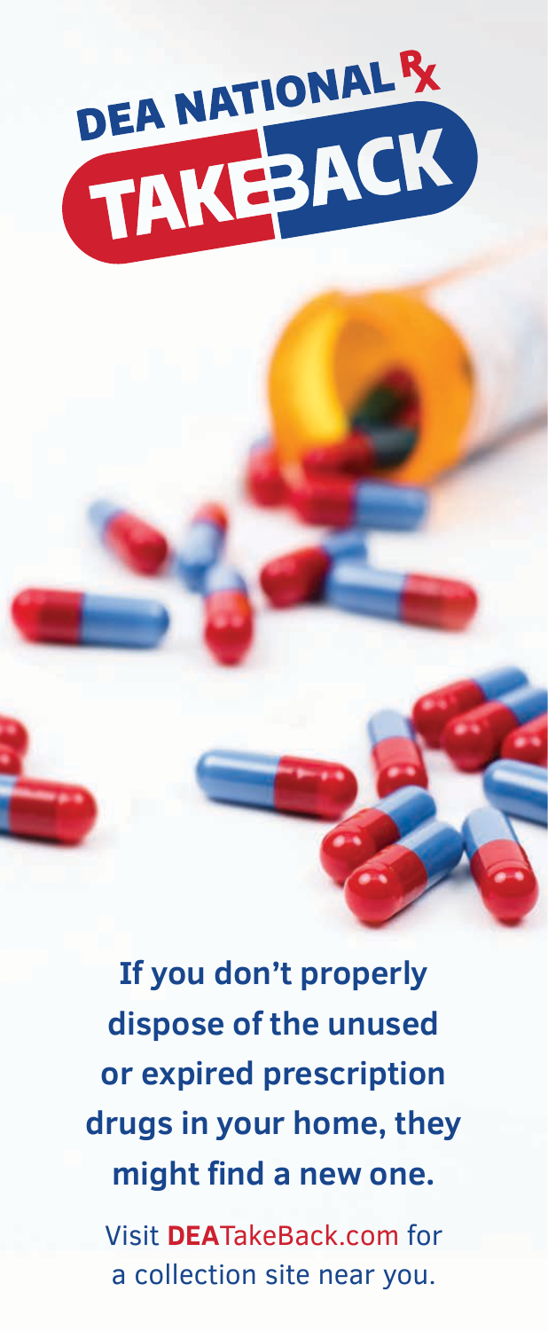# DEA NATIONAL Rx TAKEBACK

**If you don't properly dispose of the unused or expired prescription drugs in your home, they might find a new one.**

Visit **DEA**TakeBack.com for a collection site near you.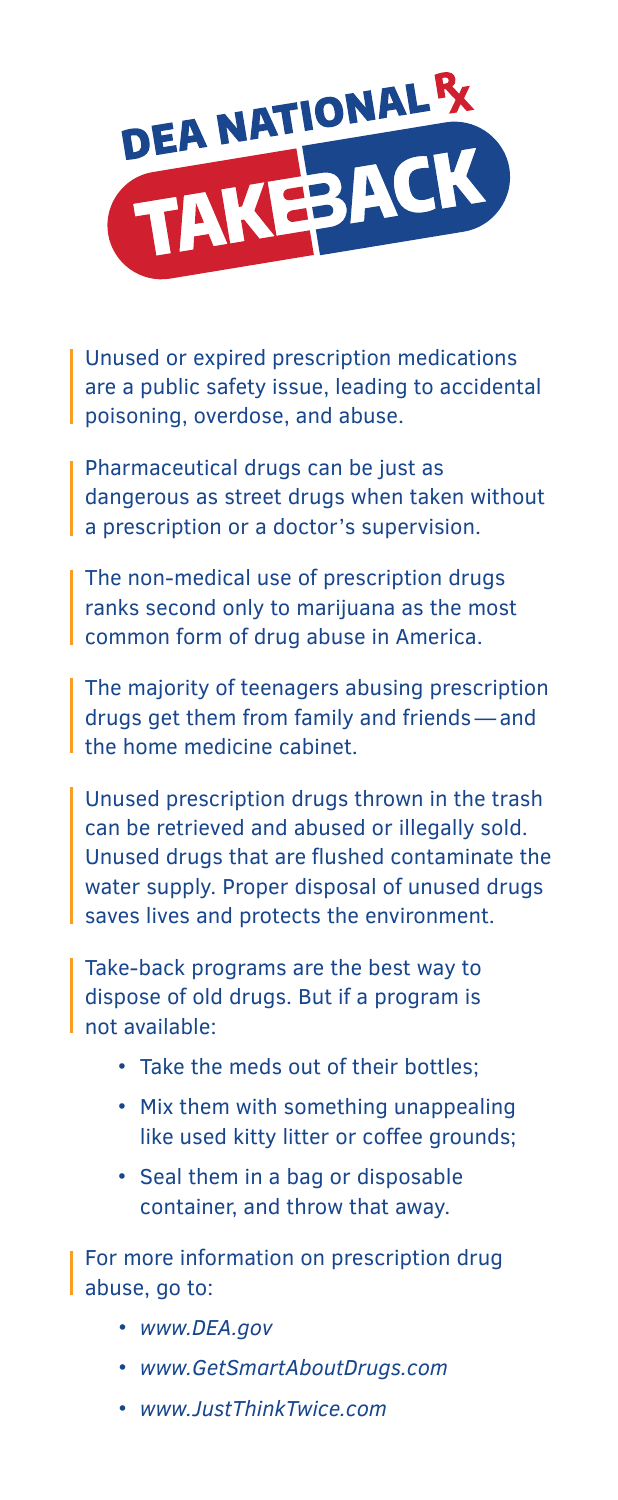# DEA NATIONAL Rx TAKEBACK

Unused or expired prescription medications are a public safety issue, leading to accidental poisoning, overdose, and abuse.

Pharmaceutical drugs can be just as dangerous as street drugs when taken without a prescription or a doctor's supervision.

The non-medical use of prescription drugs ranks second only to marijuana as the most common form of drug abuse in America.

The majority of teenagers abusing prescription drugs get them from family and friends — and the home medicine cabinet.

Unused prescription drugs thrown in the trash can be retrieved and abused or illegally sold. Unused drugs that are flushed contaminate the water supply. Proper disposal of unused drugs saves lives and protects the environment.

Take-back programs are the best way to dispose of old drugs. But if a program is not available:

- Take the meds out of their bottles;
- Mix them with something unappealing like used kitty litter or coffee grounds;
- Seal them in a bag or disposable container, and throw that away.

For more information on prescription drug abuse, go to:

- *www.DEA.gov*
- *www.GetSmartAboutDrugs.com*
- *www.JustThinkTwice.com*